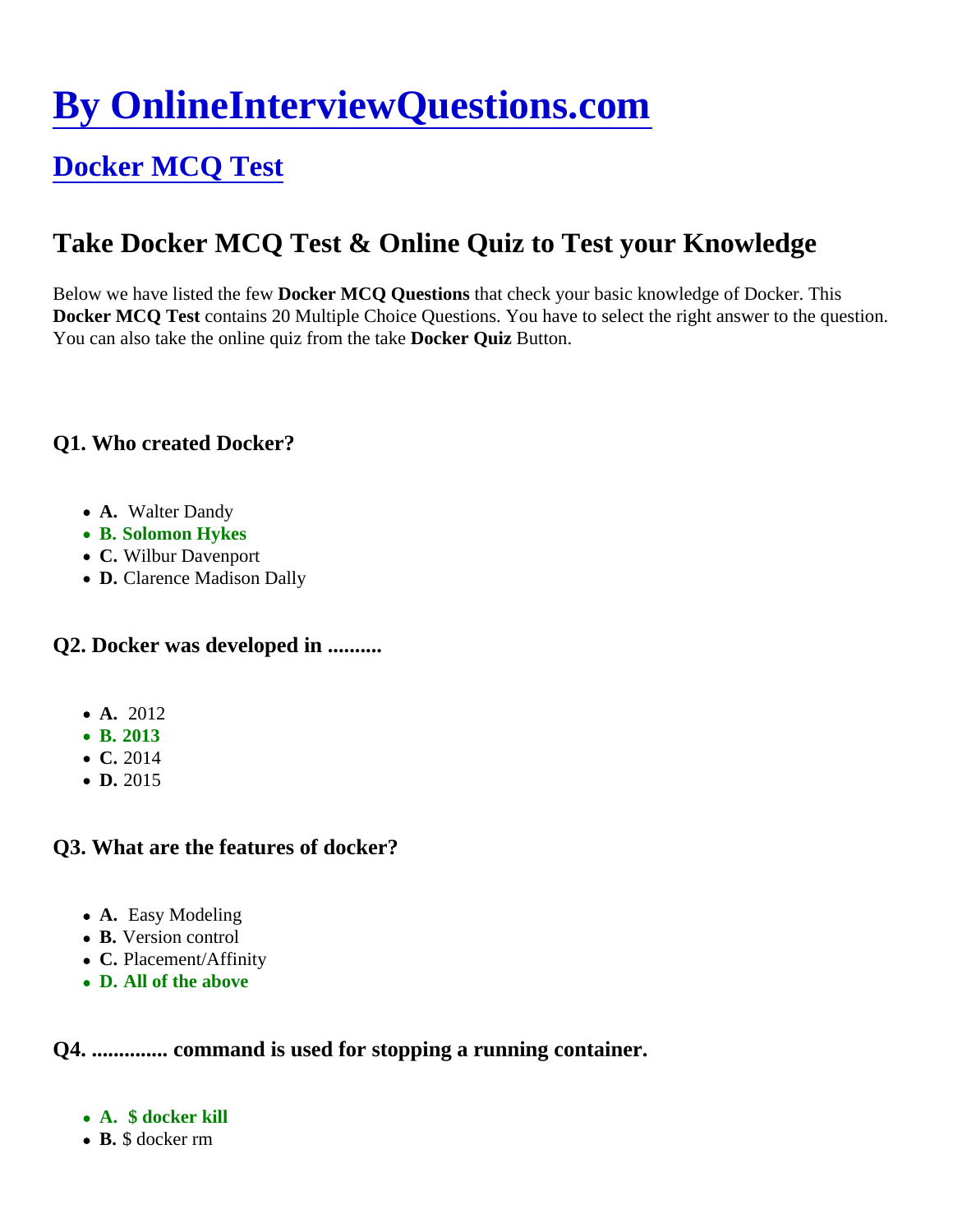# By OnlineInterviewQuestions.com

## Docker MCQ Test

## Take Docker MCQ Test & Online Quiz to Test your Knowledge

Below we have listed the few **Docker MCQ Questions** that check your basic knowledge of Docker. This **Docker MCQ Test** contains 20 Multiple Choice Questions. You have to select the right answer to the question. You can also take the online quiz from the take **Docker Quiz** Button.

### Q1. Who created Docker?

- **A.** Walter Dandy
- **B. Solomon Hykes**
- **C.** Wilbur Davenport
- **D.** Clarence Madison Dally

### Q2. Docker was developed in ..........

- **A.** 2012
- **B. 2013**
- **C.** 2014
- **D.** 2015

### Q3. What are the features of docker?

- **A.** Easy Modeling
- **B.** Version control
- **C.** Placement/Affinity
- **D. All of the above**

### Q4. .............. command is used for stopping a running container.

- **A. $ docker kill**
- **B.** $ docker rm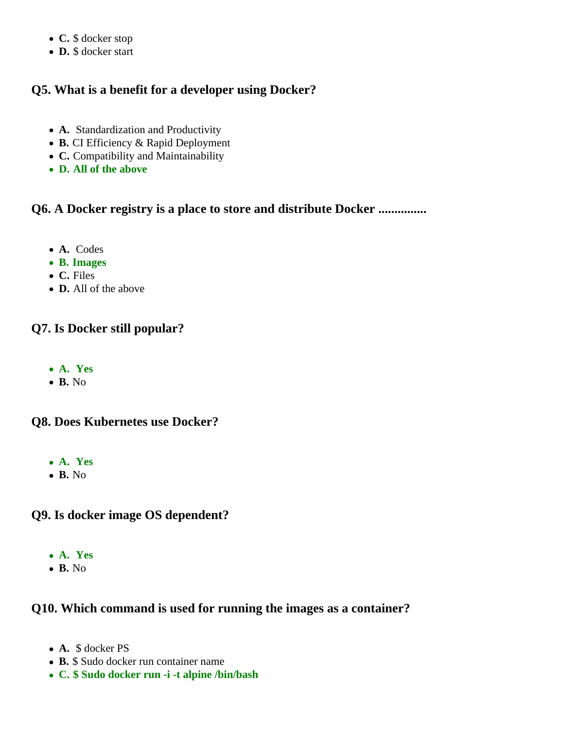- **C.** $ docker stop
- **D.** $ docker start

### Q5. What is a benefit for a developer using Docker?

- **A.** Standardization and Productivity
- **B.** CI Efficiency & Rapid Deployment
- **C.** Compatibility and Maintainability
- **D. All of the above**

### Q6. A Docker registry is a place to store and distribute Docker ..............

- **A.** Codes
- **B. Images**
- **C.** Files
- **D.** All of the above

### Q7. Is Docker still popular?

- **A. Yes**
- **B.** No

### Q8. Does Kubernetes use Docker?

- **A. Yes**
- **B.** No

### Q9. Is docker image OS dependent?

- **A. Yes**
- **B.** No

### Q10. Which command is used for running the images as a container?

- **A.** $ docker PS
- **B.** $ Sudo docker run container name
- **C. $ Sudo docker run -i -t alpine /bin/bash**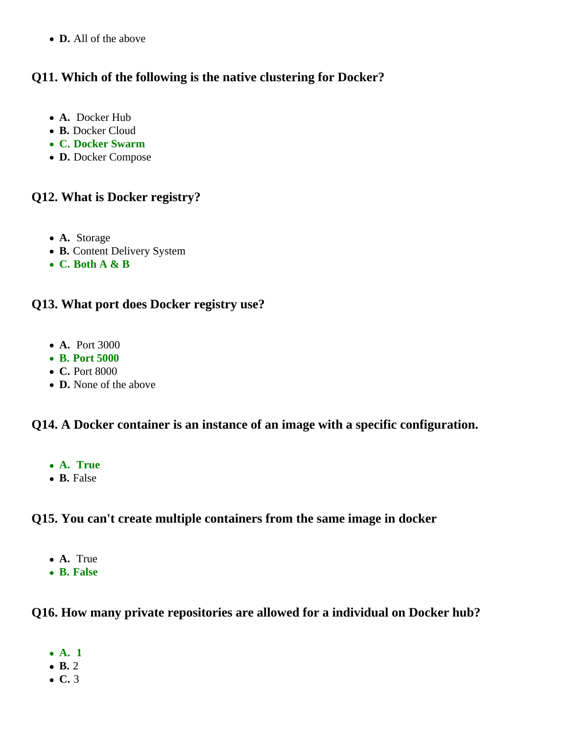- **D.** All of the above

### Q11. Which of the following is the native clustering for Docker?

- **A.** Docker Hub
- **B.** Docker Cloud
- **C. Docker Swarm**
- **D.** Docker Compose

### Q12. What is Docker registry?

- **A.** Storage
- **B.** Content Delivery System
- **C. Both A & B**

### Q13. What port does Docker registry use?

- **A.** Port 3000
- **B. Port 5000**
- **C.** Port 8000
- **D.** None of the above

### Q14. A Docker container is an instance of an image with a specific configuration.

- **A. True**
- **B.** False

### Q15. You can't create multiple containers from the same image in docker

- **A.** True
- **B. False**

### Q16. How many private repositories are allowed for a individual on Docker hub?

- **A. 1**
- **B.** 2
- **C.** 3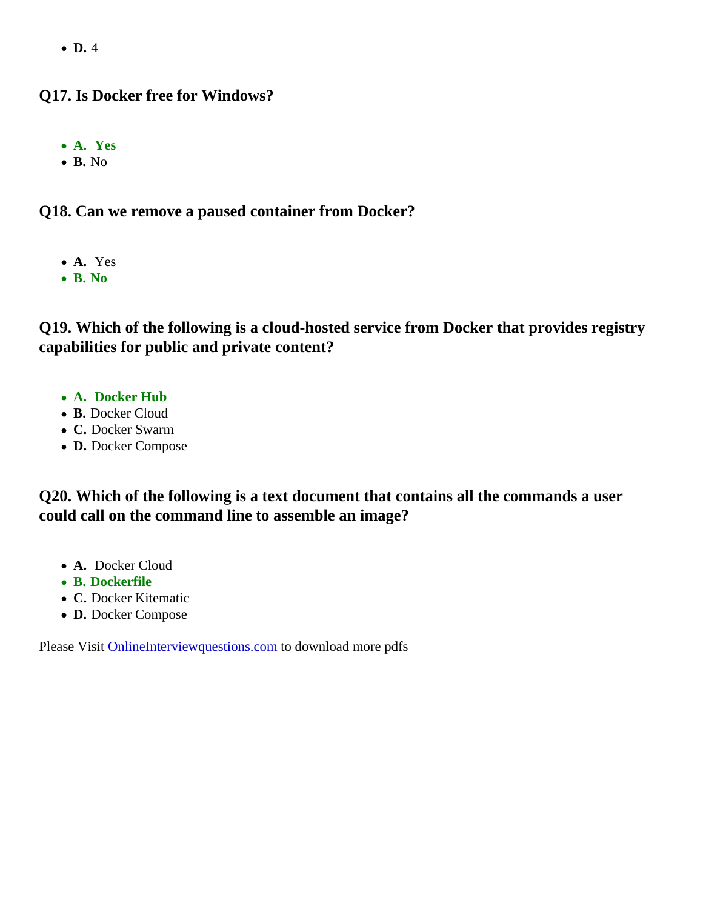- **D.** 4

### Q17. Is Docker free for Windows?

- **A. Yes**
- **B.** No

### Q18. Can we remove a paused container from Docker?

- **A.** Yes
- **B. No**

### Q19. Which of the following is a cloud-hosted service from Docker that provides registry capabilities for public and private content?

- **A. Docker Hub**
- **B.** Docker Cloud
- **C.** Docker Swarm
- **D.** Docker Compose

### Q20. Which of the following is a text document that contains all the commands a user could call on the command line to assemble an image?

- **A.** Docker Cloud
- **B. Dockerfile**
- **C.** Docker Kitematic
- **D.** Docker Compose

Please Visit OnlineInterviewquestions.com to download more pdfs